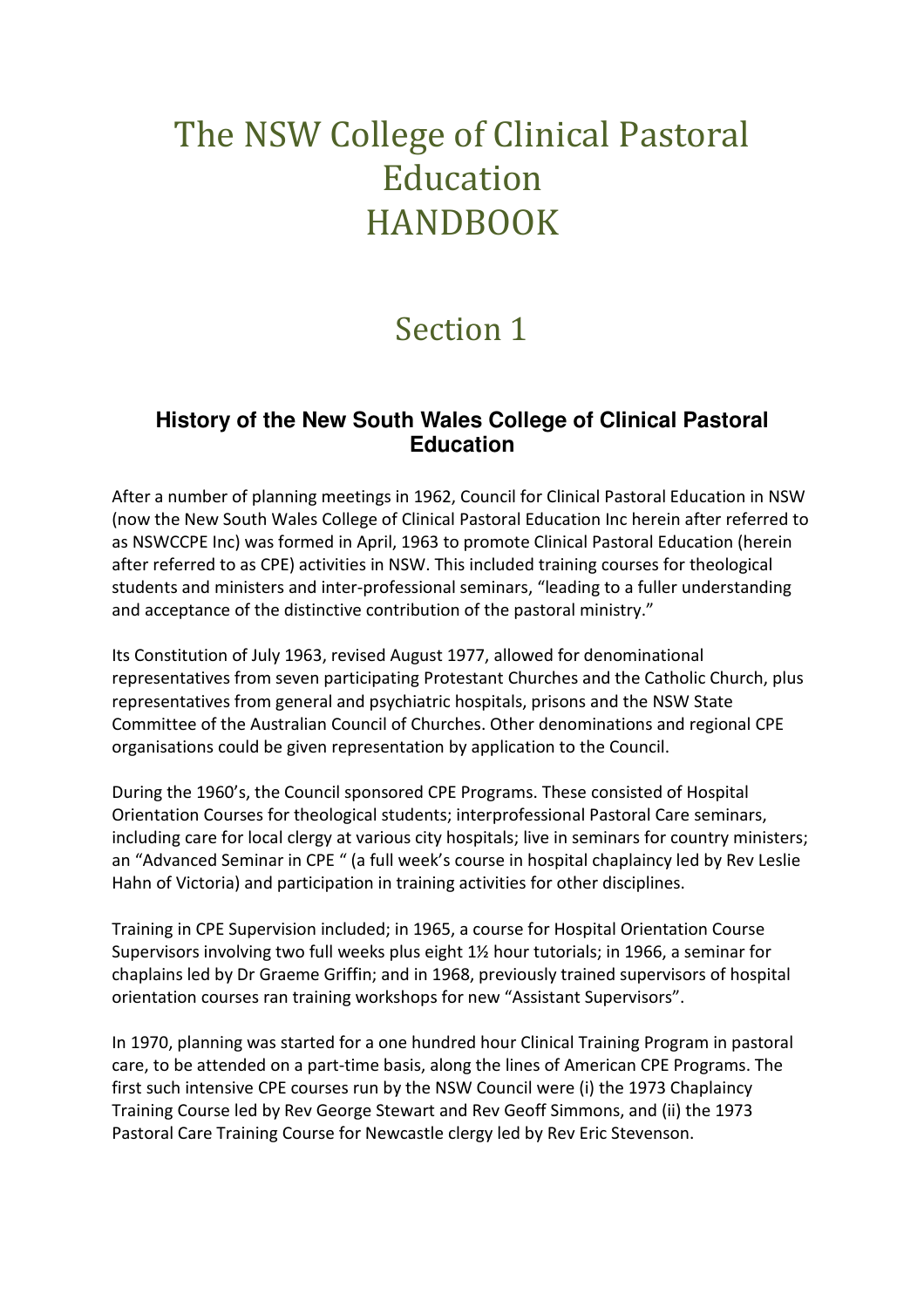# The NSW College of Clinical Pastoral Education HANDBOOK

# Section 1

## History of the New South Wales College of Clinical Pastoral Education

After a number of planning meetings in 1962, Council for Clinical Pastoral Education in NSW (now the New South Wales College of Clinical Pastoral Education Inc herein after referred to as NSWCCPE Inc) was formed in April, 1963 to promote Clinical Pastoral Education (herein after referred to as CPE) activities in NSW. This included training courses for theological students and ministers and inter-professional seminars, "leading to a fuller understanding and acceptance of the distinctive contribution of the pastoral ministry."

Its Constitution of July 1963, revised August 1977, allowed for denominational representatives from seven participating Protestant Churches and the Catholic Church, plus representatives from general and psychiatric hospitals, prisons and the NSW State Committee of the Australian Council of Churches. Other denominations and regional CPE organisations could be given representation by application to the Council.

During the 1960's, the Council sponsored CPE Programs. These consisted of Hospital Orientation Courses for theological students; interprofessional Pastoral Care seminars, including care for local clergy at various city hospitals; live in seminars for country ministers; an "Advanced Seminar in CPE " (a full week's course in hospital chaplaincy led by Rev Leslie Hahn of Victoria) and participation in training activities for other disciplines.

Training in CPE Supervision included; in 1965, a course for Hospital Orientation Course Supervisors involving two full weeks plus eight 1½ hour tutorials; in 1966, a seminar for chaplains led by Dr Graeme Griffin; and in 1968, previously trained supervisors of hospital orientation courses ran training workshops for new "Assistant Supervisors".

In 1970, planning was started for a one hundred hour Clinical Training Program in pastoral care, to be attended on a part-time basis, along the lines of American CPE Programs. The first such intensive CPE courses run by the NSW Council were (i) the 1973 Chaplaincy Training Course led by Rev George Stewart and Rev Geoff Simmons, and (ii) the 1973 Pastoral Care Training Course for Newcastle clergy led by Rev Eric Stevenson.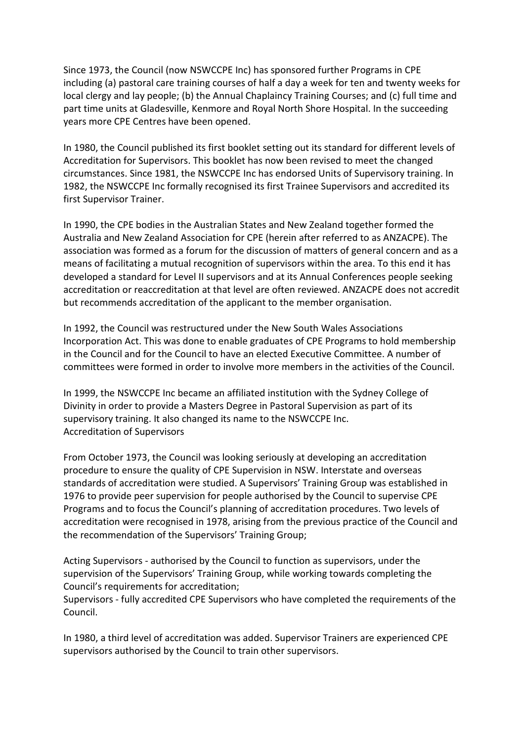Since 1973, the Council (now NSWCCPE Inc) has sponsored further Programs in CPE including (a) pastoral care training courses of half a day a week for ten and twenty weeks for local clergy and lay people; (b) the Annual Chaplaincy Training Courses; and (c) full time and part time units at Gladesville, Kenmore and Royal North Shore Hospital. In the succeeding years more CPE Centres have been opened.

In 1980, the Council published its first booklet setting out its standard for different levels of Accreditation for Supervisors. This booklet has now been revised to meet the changed circumstances. Since 1981, the NSWCCPE Inc has endorsed Units of Supervisory training. In 1982, the NSWCCPE Inc formally recognised its first Trainee Supervisors and accredited its first Supervisor Trainer.

In 1990, the CPE bodies in the Australian States and New Zealand together formed the Australia and New Zealand Association for CPE (herein after referred to as ANZACPE). The association was formed as a forum for the discussion of matters of general concern and as a means of facilitating a mutual recognition of supervisors within the area. To this end it has developed a standard for Level II supervisors and at its Annual Conferences people seeking accreditation or reaccreditation at that level are often reviewed. ANZACPE does not accredit but recommends accreditation of the applicant to the member organisation.

In 1992, the Council was restructured under the New South Wales Associations Incorporation Act. This was done to enable graduates of CPE Programs to hold membership in the Council and for the Council to have an elected Executive Committee. A number of committees were formed in order to involve more members in the activities of the Council.

In 1999, the NSWCCPE Inc became an affiliated institution with the Sydney College of Divinity in order to provide a Masters Degree in Pastoral Supervision as part of its supervisory training. It also changed its name to the NSWCCPE Inc.

## Accreditation of Supervisors

From October 1973, the Council was looking seriously at developing an accreditation procedure to ensure the quality of CPE Supervision in NSW. Interstate and overseas standards of accreditation were studied. A Supervisors' Training Group was established in 1976 to provide peer supervision for people authorised by the Council to supervise CPE Programs and to focus the Council's planning of accreditation procedures. Two levels of accreditation were recognised in 1978, arising from the previous practice of the Council and the recommendation of the Supervisors' Training Group;

Acting Supervisors - authorised by the Council to function as supervisors, under the supervision of the Supervisors' Training Group, while working towards completing the Council's requirements for accreditation;

Supervisors - fully accredited CPE Supervisors who have completed the requirements of the Council.

In 1980, a third level of accreditation was added. Supervisor Trainers are experienced CPE supervisors authorised by the Council to train other supervisors.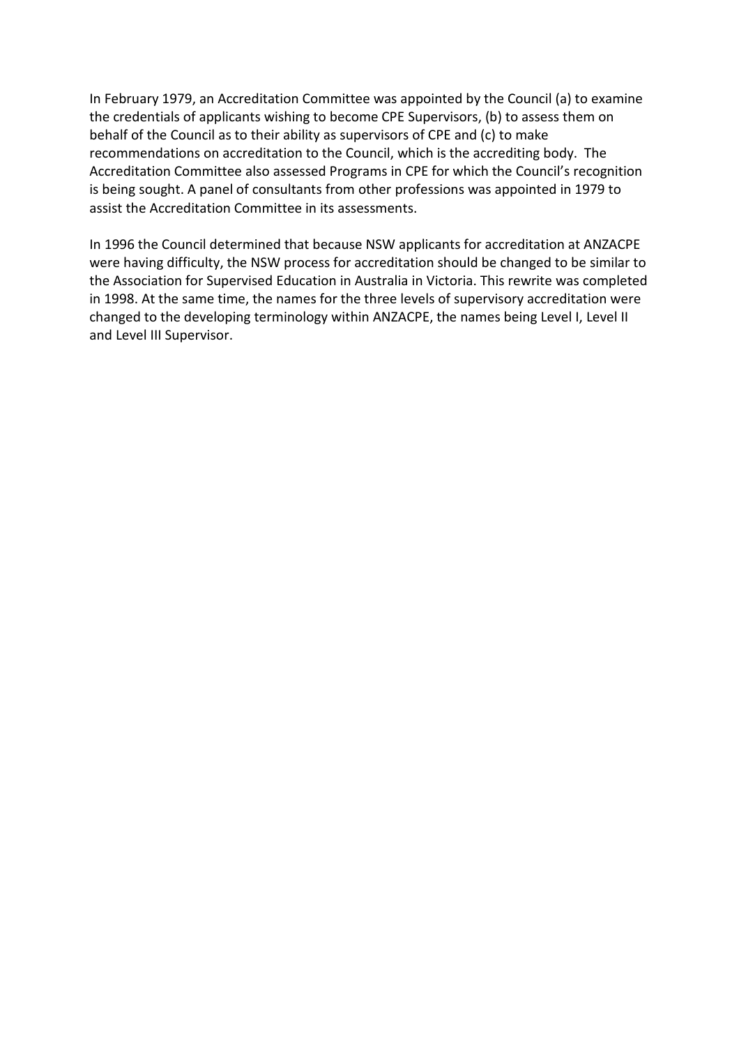In February 1979, an Accreditation Committee was appointed by the Council (a) to examine the credentials of applicants wishing to become CPE Supervisors, (b) to assess them on behalf of the Council as to their ability as supervisors of CPE and (c) to make recommendations on accreditation to the Council, which is the accrediting body. The Accreditation Committee also assessed Programs in CPE for which the Council's recognition is being sought. A panel of consultants from other professions was appointed in 1979 to assist the Accreditation Committee in its assessments.

In 1996 the Council determined that because NSW applicants for accreditation at ANZACPE were having difficulty, the NSW process for accreditation should be changed to be similar to the Association for Supervised Education in Australia in Victoria. This rewrite was completed in 1998. At the same time, the names for the three levels of supervisory accreditation were changed to the developing terminology within ANZACPE, the names being Level I, Level II and Level III Supervisor.